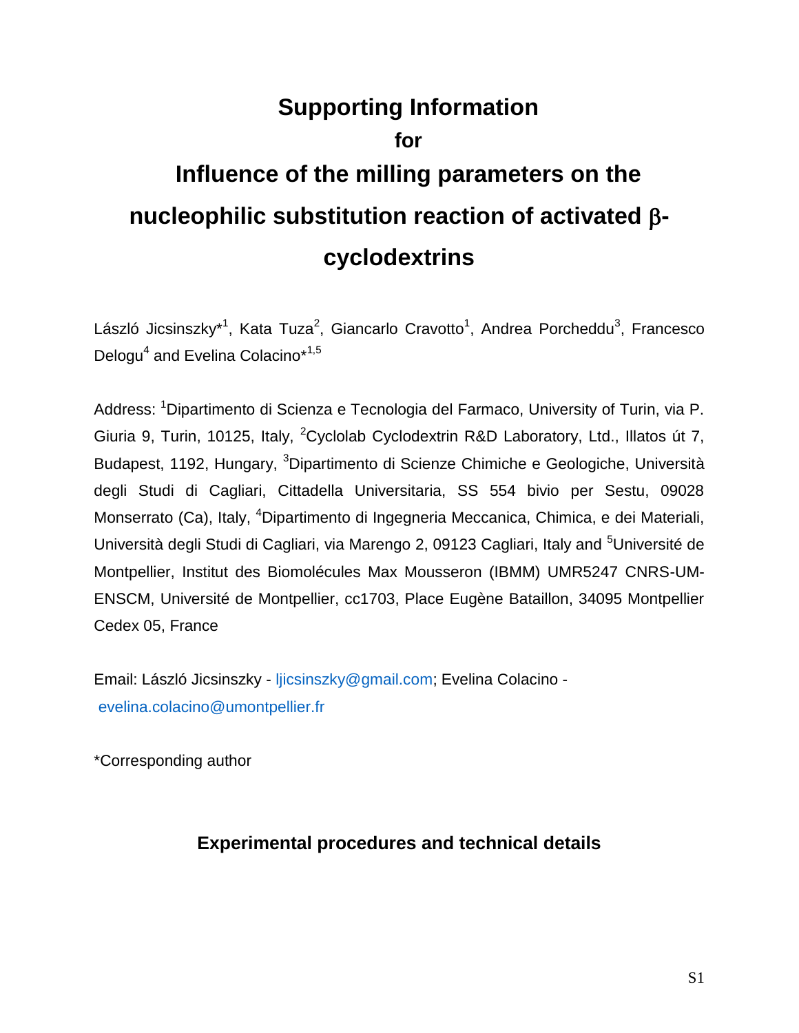# Supporting Information

**for**

# Influence of the milling parameters on the nucleophilic substitution reaction of activated β-cyclodextrins

László Jicsinszky*[1], Kata Tuza[2], Giancarlo Cravotto[1], Andrea Porcheddu[3], Francesco Delogu[4] and Evelina Colacino*[1,5]

Address: [1]Dipartimento di Scienza e Tecnologia del Farmaco, University of Turin, via P. Giuria 9, Turin, 10125, Italy, [2]Cyclolab Cyclodextrin R&D Laboratory, Ltd., Illatos út 7, Budapest, 1192, Hungary, [3]Dipartimento di Scienze Chimiche e Geologiche, Università degli Studi di Cagliari, Cittadella Universitaria, SS 554 bivio per Sestu, 09028 Monserrato (Ca), Italy, [4]Dipartimento di Ingegneria Meccanica, Chimica, e dei Materiali, Università degli Studi di Cagliari, via Marengo 2, 09123 Cagliari, Italy and [5]Université de Montpellier, Institut des Biomolécules Max Mousseron (IBMM) UMR5247 CNRS-UM-ENSCM, Université de Montpellier, cc1703, Place Eugène Bataillon, 34095 Montpellier Cedex 05, France

Email: László Jicsinszky - ljicsinszky@gmail.com; Evelina Colacino - evelina.colacino@umontpellier.fr

*Corresponding author

## Experimental procedures and technical details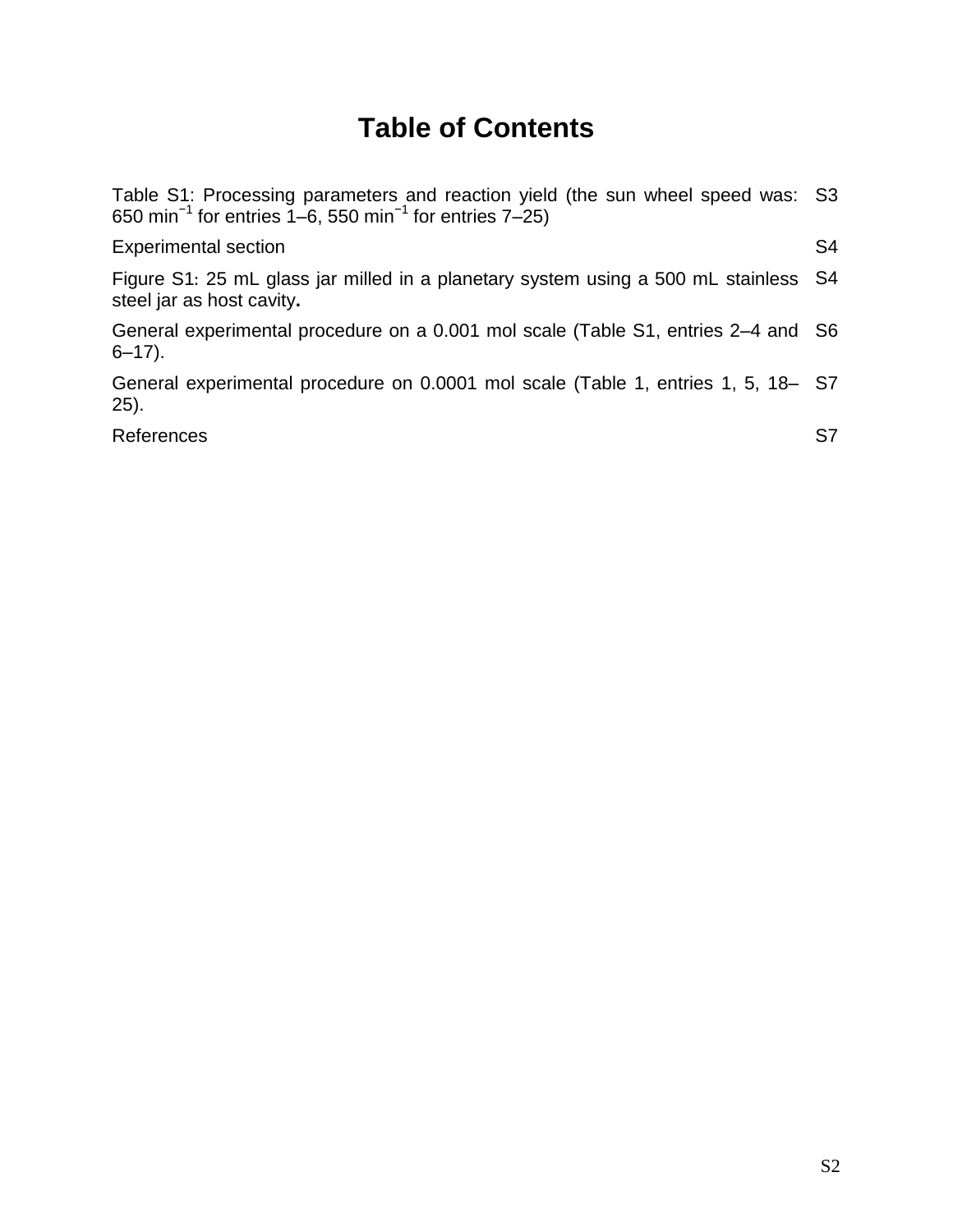# Table of Contents

| | |
|---|---|
| Table S1: Processing parameters and reaction yield (the sun wheel speed was: 650 $min^{-1}$ for entries 1–6, 550 $min^{-1}$ for entries 7–25) | S3 |
| Experimental section | S4 |
| Figure S1: 25 mL glass jar milled in a planetary system using a 500 mL stainless steel jar as host cavity**.** | S4 |
| General experimental procedure on a 0.001 mol scale (Table S1, entries 2–4 and 6–17). | S6 |
| General experimental procedure on 0.0001 mol scale (Table 1, entries 1, 5, 18–25). | S7 |
| References | S7 |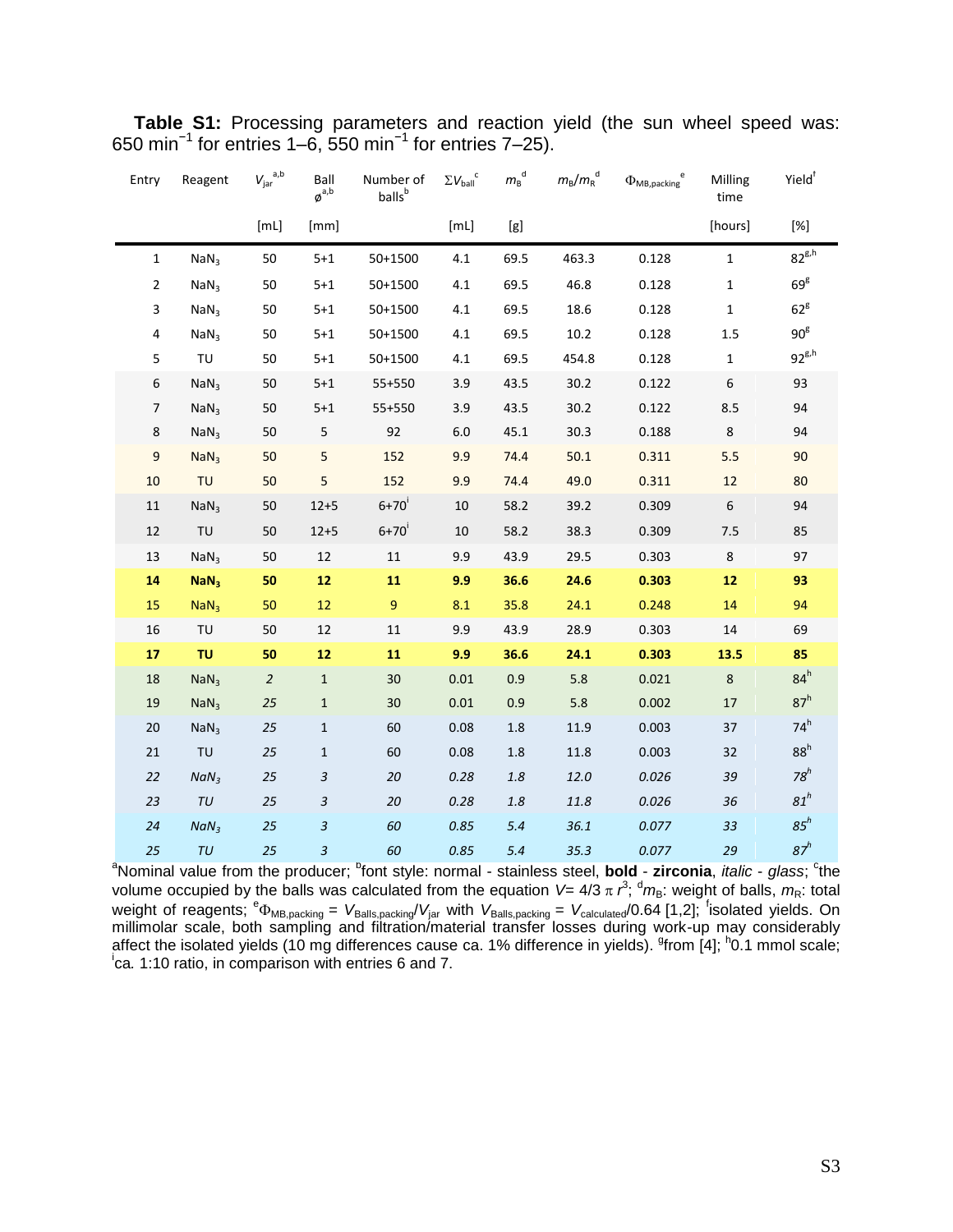**Table S1:** Processing parameters and reaction yield (the sun wheel speed was: 650 min$^{-1}$ for entries 1–6, 550 min$^{-1}$ for entries 7–25).

| Entry | Reagent | $V_{jar}$ [a,b] | Ball ø [a,b] | Number of balls [b] | $\Sigma V_{ball}$ [c] | $m_B$ [d] | $m_B/m_R$ [d] | $\Phi_{MB,packing}$ [e] | Milling time | Yield [f] |
|---|---|---|---|---|---|---|---|---|---|---|
| | | [mL] | [mm] | | [mL] | [g] | | | [hours] | [%] |
| 1 | $NaN_3$ | 50 | 5+1 | 50+1500 | 4.1 | 69.5 | 463.3 | 0.128 | 1 | 82[g,h] |
| 2 | $NaN_3$ | 50 | 5+1 | 50+1500 | 4.1 | 69.5 | 46.8 | 0.128 | 1 | 69[g] |
| 3 | $NaN_3$ | 50 | 5+1 | 50+1500 | 4.1 | 69.5 | 18.6 | 0.128 | 1 | 62[g] |
| 4 | $NaN_3$ | 50 | 5+1 | 50+1500 | 4.1 | 69.5 | 10.2 | 0.128 | 1.5 | 90[g] |
| 5 | TU | 50 | 5+1 | 50+1500 | 4.1 | 69.5 | 454.8 | 0.128 | 1 | 92[g,h] |
| 6 | $NaN_3$ | 50 | 5+1 | 55+550 | 3.9 | 43.5 | 30.2 | 0.122 | 6 | 93 |
| 7 | $NaN_3$ | 50 | 5+1 | 55+550 | 3.9 | 43.5 | 30.2 | 0.122 | 8.5 | 94 |
| 8 | $NaN_3$ | 50 | 5 | 92 | 6.0 | 45.1 | 30.3 | 0.188 | 8 | 94 |
| 9 | $NaN_3$ | 50 | 5 | 152 | 9.9 | 74.4 | 50.1 | 0.311 | 5.5 | 90 |
| 10 | TU | 50 | 5 | 152 | 9.9 | 74.4 | 49.0 | 0.311 | 12 | 80 |
| 11 | $NaN_3$ | 50 | 12+5 | 6+70[i] | 10 | 58.2 | 39.2 | 0.309 | 6 | 94 |
| 12 | TU | 50 | 12+5 | 6+70[i] | 10 | 58.2 | 38.3 | 0.309 | 7.5 | 85 |
| 13 | $NaN_3$ | 50 | 12 | 11 | 9.9 | 43.9 | 29.5 | 0.303 | 8 | 97 |
| **14** | **$NaN_3$** | **50** | **12** | **11** | **9.9** | **36.6** | **24.6** | **0.303** | **12** | **93** |
| 15 | $NaN_3$ | 50 | 12 | 9 | 8.1 | 35.8 | 24.1 | 0.248 | 14 | 94 |
| 16 | TU | 50 | 12 | 11 | 9.9 | 43.9 | 28.9 | 0.303 | 14 | 69 |
| **17** | **TU** | **50** | **12** | **11** | **9.9** | **36.6** | **24.1** | **0.303** | **13.5** | **85** |
| 18 | $NaN_3$ | *2* | 1 | 30 | 0.01 | 0.9 | 5.8 | 0.021 | 8 | 84[h] |
| 19 | $NaN_3$ | *25* | 1 | 30 | 0.01 | 0.9 | 5.8 | 0.002 | 17 | 87[h] |
| 20 | $NaN_3$ | *25* | 1 | 60 | 0.08 | 1.8 | 11.9 | 0.003 | 37 | 74[h] |
| 21 | TU | *25* | 1 | 60 | 0.08 | 1.8 | 11.8 | 0.003 | 32 | 88[h] |
| *22* | *$NaN_3$* | *25* | *3* | *20* | *0.28* | *1.8* | *12.0* | *0.026* | *39* | *78[h]* |
| *23* | *TU* | *25* | *3* | *20* | *0.28* | *1.8* | *11.8* | *0.026* | *36* | *81[h]* |
| *24* | *$NaN_3$* | *25* | *3* | *60* | *0.85* | *5.4* | *36.1* | *0.077* | *33* | *85[h]* |
| *25* | *TU* | *25* | *3* | *60* | *0.85* | *5.4* | *35.3* | *0.077* | *29* | *87[h]* |

[a]Nominal value from the producer; [b]font style: normal - stainless steel, **bold** - **zirconia**, *italic* - *glass*; [c]the volume occupied by the balls was calculated from the equation $V = 4/3\,\pi\,r^3$; [d]$m_B$: weight of balls, $m_R$: total weight of reagents; [e]$\Phi_{MB,packing} = V_{Balls,packing}/V_{jar}$ with $V_{Balls,packing} = V_{calculated}/0.64$ [1,2]; [f]isolated yields. On millimolar scale, both sampling and filtration/material transfer losses during work-up may considerably affect the isolated yields (10 mg differences cause ca. 1% difference in yields). [g]from [4]; [h]0.1 mmol scale; [i]ca. 1:10 ratio, in comparison with entries 6 and 7.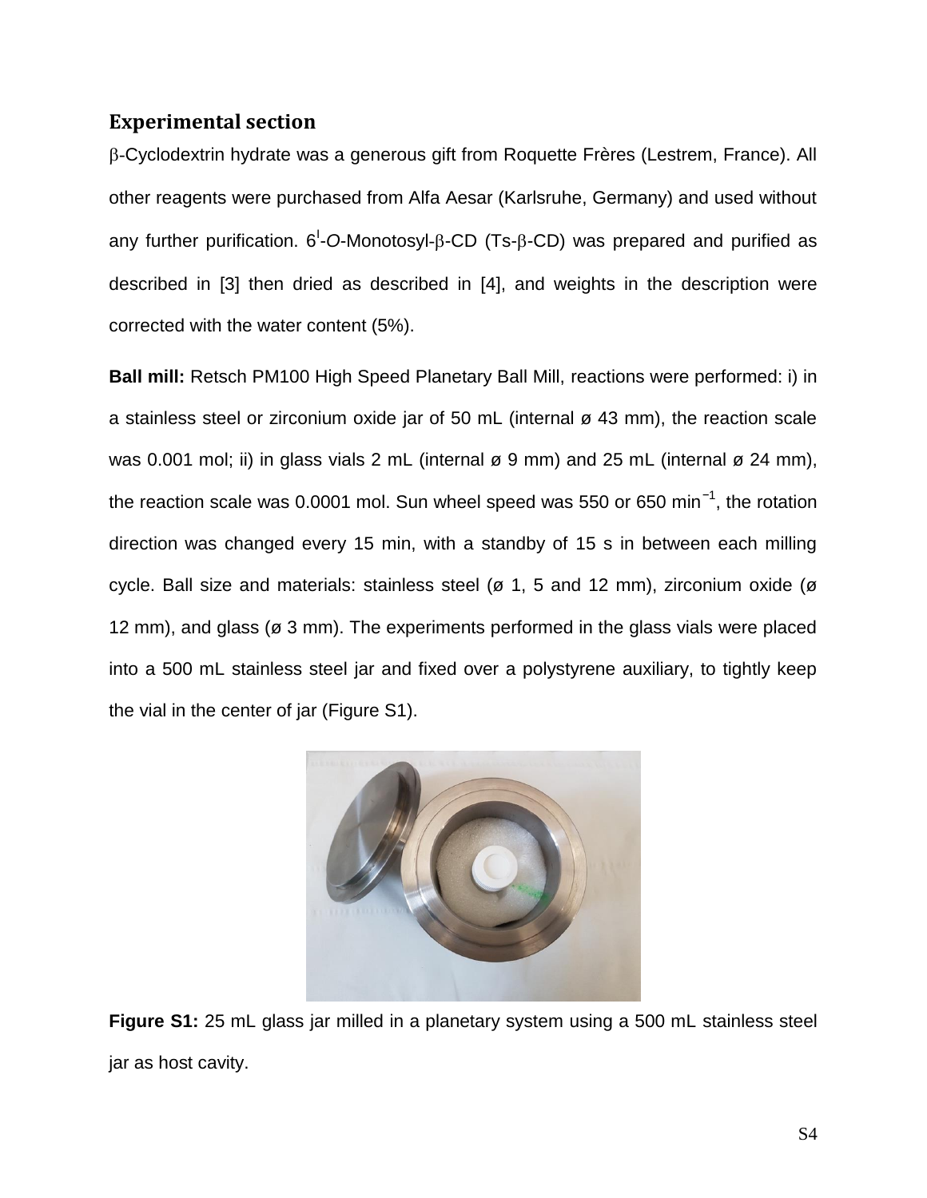## Experimental section

β-Cyclodextrin hydrate was a generous gift from Roquette Frères (Lestrem, France). All other reagents were purchased from Alfa Aesar (Karlsruhe, Germany) and used without any further purification. $6^{I}$-*O*-Monotosyl-β-CD (Ts-β-CD) was prepared and purified as described in [3] then dried as described in [4], and weights in the description were corrected with the water content (5%).

**Ball mill:** Retsch PM100 High Speed Planetary Ball Mill, reactions were performed: i) in a stainless steel or zirconium oxide jar of 50 mL (internal ø 43 mm), the reaction scale was 0.001 mol; ii) in glass vials 2 mL (internal ø 9 mm) and 25 mL (internal ø 24 mm), the reaction scale was 0.0001 mol. Sun wheel speed was 550 or 650 $min^{-1}$, the rotation direction was changed every 15 min, with a standby of 15 s in between each milling cycle. Ball size and materials: stainless steel (ø 1, 5 and 12 mm), zirconium oxide (ø 12 mm), and glass (ø 3 mm). The experiments performed in the glass vials were placed into a 500 mL stainless steel jar and fixed over a polystyrene auxiliary, to tightly keep the vial in the center of jar (Figure S1).

**Figure S1:** 25 mL glass jar milled in a planetary system using a 500 mL stainless steel jar as host cavity.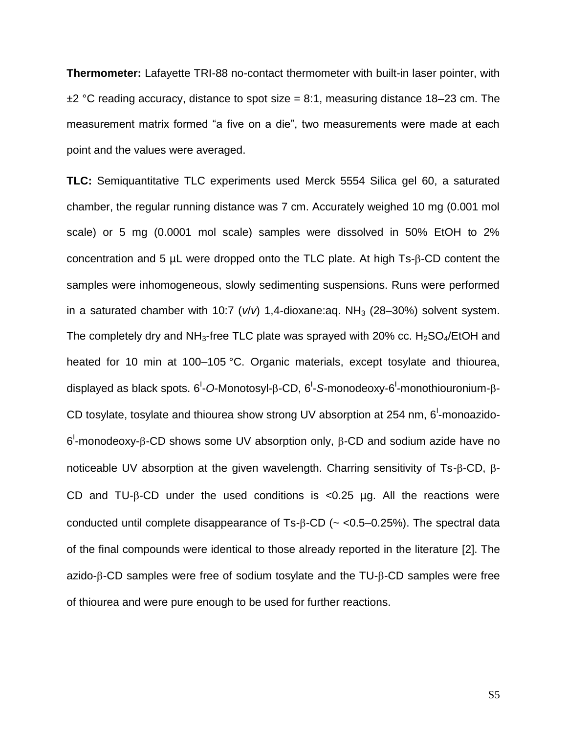**Thermometer:** Lafayette TRI-88 no-contact thermometer with built-in laser pointer, with ±2 °C reading accuracy, distance to spot size = 8:1, measuring distance 18–23 cm. The measurement matrix formed “a five on a die”, two measurements were made at each point and the values were averaged.

**TLC:** Semiquantitative TLC experiments used Merck 5554 Silica gel 60, a saturated chamber, the regular running distance was 7 cm. Accurately weighed 10 mg (0.001 mol scale) or 5 mg (0.0001 mol scale) samples were dissolved in 50% EtOH to 2% concentration and 5 µL were dropped onto the TLC plate. At high Ts-β-CD content the samples were inhomogeneous, slowly sedimenting suspensions. Runs were performed in a saturated chamber with 10:7 (*v*/*v*) 1,4-dioxane:aq. $NH_3$ (28–30%) solvent system. The completely dry and $NH_3$-free TLC plate was sprayed with 20% cc. $H_2SO_4$/EtOH and heated for 10 min at 100–105 °C. Organic materials, except tosylate and thiourea, displayed as black spots. $6^I$-*O*-Monotosyl-β-CD, $6^I$-*S*-monodeoxy-$6^I$-monothiouronium-β-CD tosylate, tosylate and thiourea show strong UV absorption at 254 nm, $6^I$-monoazido-$6^I$-monodeoxy-β-CD shows some UV absorption only, β-CD and sodium azide have no noticeable UV absorption at the given wavelength. Charring sensitivity of Ts-β-CD, β-CD and TU-β-CD under the used conditions is <0.25 µg. All the reactions were conducted until complete disappearance of Ts-β-CD (~ <0.5–0.25%). The spectral data of the final compounds were identical to those already reported in the literature [2]. The azido-β-CD samples were free of sodium tosylate and the TU-β-CD samples were free of thiourea and were pure enough to be used for further reactions.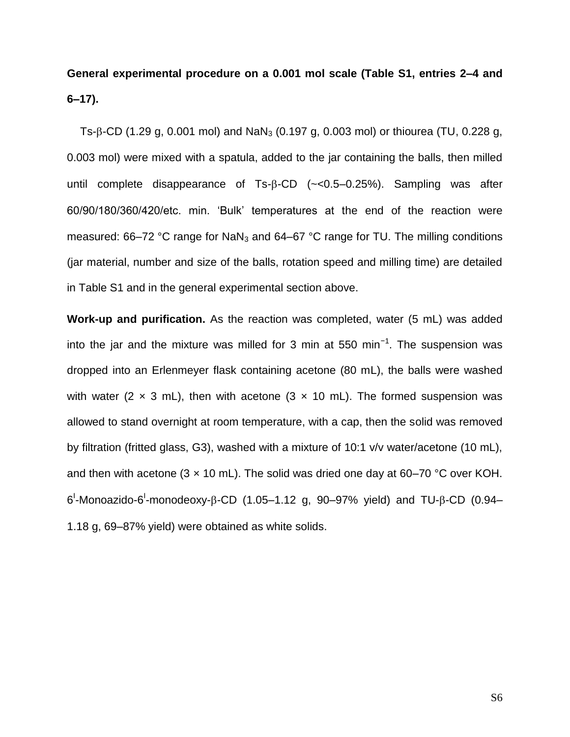**General experimental procedure on a 0.001 mol scale (Table S1, entries 2–4 and 6–17).**

Ts-β-CD (1.29 g, 0.001 mol) and $NaN_3$ (0.197 g, 0.003 mol) or thiourea (TU, 0.228 g, 0.003 mol) were mixed with a spatula, added to the jar containing the balls, then milled until complete disappearance of Ts-β-CD (~<0.5–0.25%). Sampling was after 60/90/180/360/420/etc. min. 'Bulk' temperatures at the end of the reaction were measured: 66–72 °C range for $NaN_3$ and 64–67 °C range for TU. The milling conditions (jar material, number and size of the balls, rotation speed and milling time) are detailed in Table S1 and in the general experimental section above.

**Work-up and purification.** As the reaction was completed, water (5 mL) was added into the jar and the mixture was milled for 3 min at 550 $min^{-1}$. The suspension was dropped into an Erlenmeyer flask containing acetone (80 mL), the balls were washed with water (2 × 3 mL), then with acetone (3 × 10 mL). The formed suspension was allowed to stand overnight at room temperature, with a cap, then the solid was removed by filtration (fritted glass, G3), washed with a mixture of 10:1 v/v water/acetone (10 mL), and then with acetone (3 × 10 mL). The solid was dried one day at 60–70 °C over KOH. $6^{I}$-Monoazido-$6^{I}$-monodeoxy-β-CD (1.05–1.12 g, 90–97% yield) and TU-β-CD (0.94–1.18 g, 69–87% yield) were obtained as white solids.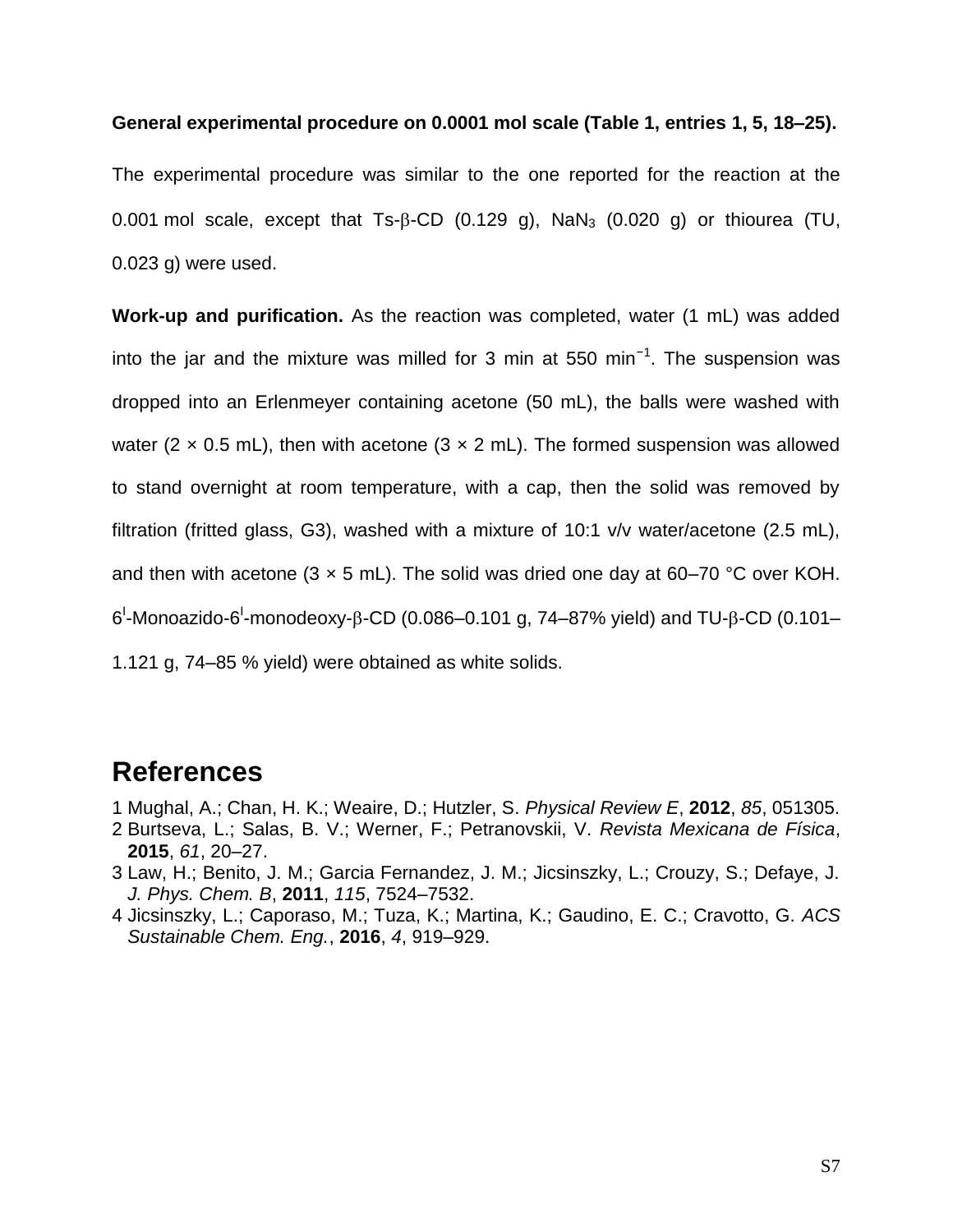**General experimental procedure on 0.0001 mol scale (Table 1, entries 1, 5, 18–25).**

The experimental procedure was similar to the one reported for the reaction at the 0.001 mol scale, except that Ts-β-CD (0.129 g), $NaN_3$ (0.020 g) or thiourea (TU, 0.023 g) were used.

**Work-up and purification.** As the reaction was completed, water (1 mL) was added into the jar and the mixture was milled for 3 min at 550 $min^{-1}$. The suspension was dropped into an Erlenmeyer containing acetone (50 mL), the balls were washed with water (2 × 0.5 mL), then with acetone (3 × 2 mL). The formed suspension was allowed to stand overnight at room temperature, with a cap, then the solid was removed by filtration (fritted glass, G3), washed with a mixture of 10:1 v/v water/acetone (2.5 mL), and then with acetone (3 × 5 mL). The solid was dried one day at 60–70 °C over KOH. $6^{I}$-Monoazido-$6^{I}$-monodeoxy-β-CD (0.086–0.101 g, 74–87% yield) and TU-β-CD (0.101–1.121 g, 74–85 % yield) were obtained as white solids.

# References

1 Mughal, A.; Chan, H. K.; Weaire, D.; Hutzler, S. *Physical Review E*, **2012**, *85*, 051305.
2 Burtseva, L.; Salas, B. V.; Werner, F.; Petranovskii, V. *Revista Mexicana de Física*, **2015**, *61*, 20–27.
3 Law, H.; Benito, J. M.; Garcia Fernandez, J. M.; Jicsinszky, L.; Crouzy, S.; Defaye, J. *J. Phys. Chem. B*, **2011**, *115*, 7524–7532.
4 Jicsinszky, L.; Caporaso, M.; Tuza, K.; Martina, K.; Gaudino, E. C.; Cravotto, G. *ACS Sustainable Chem. Eng.*, **2016**, *4*, 919–929.